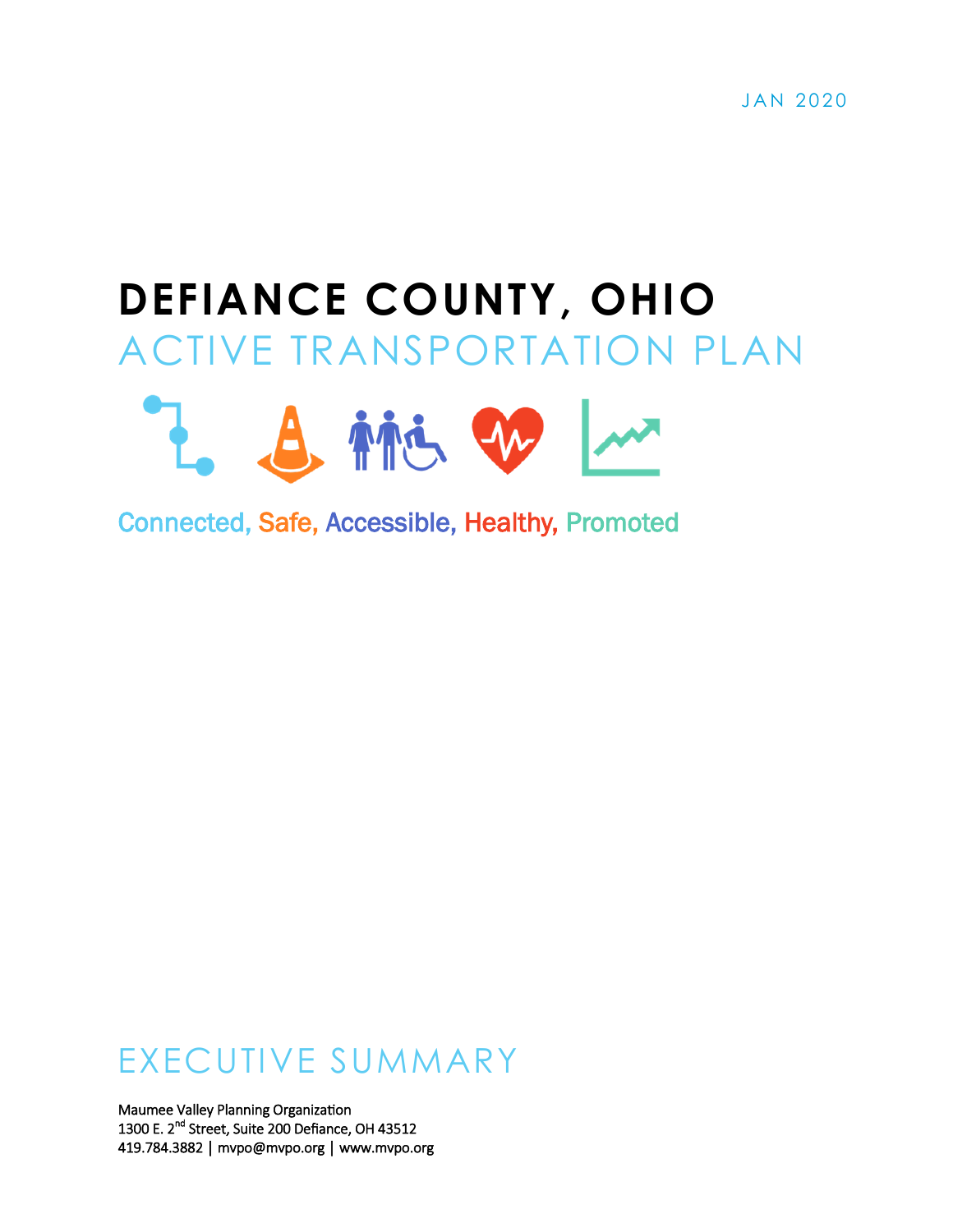JAN 2020

# DEFIANCE COUNTY, OHIO

## ACTIVE TRANSPORTATION PLAN

Connected, Safe, Accessible, Healthy, Promoted

## EXECUTIVE SUMMARY

Maumee Valley Planning Organization
1300 E. 2nd Street, Suite 200 Defiance, OH 43512
419.784.3882 | mvpo@mvpo.org | www.mvpo.org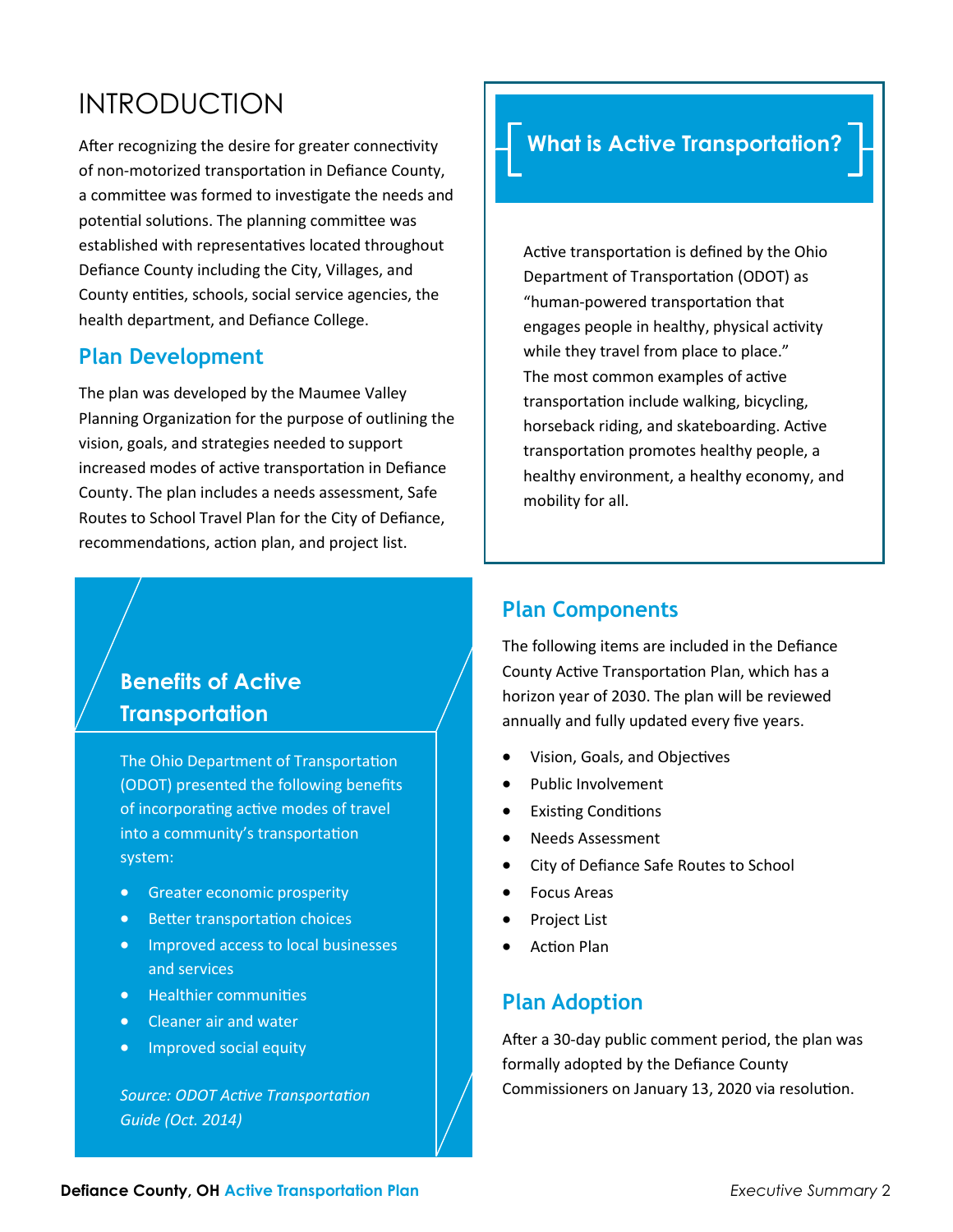# INTRODUCTION

After recognizing the desire for greater connectivity of non-motorized transportation in Defiance County, a committee was formed to investigate the needs and potential solutions. The planning committee was established with representatives located throughout Defiance County including the City, Villages, and County entities, schools, social service agencies, the health department, and Defiance College.

## Plan Development

The plan was developed by the Maumee Valley Planning Organization for the purpose of outlining the vision, goals, and strategies needed to support increased modes of active transportation in Defiance County. The plan includes a needs assessment, Safe Routes to School Travel Plan for the City of Defiance, recommendations, action plan, and project list.

## Benefits of Active Transportation

The Ohio Department of Transportation (ODOT) presented the following benefits of incorporating active modes of travel into a community's transportation system:

- Greater economic prosperity
- Better transportation choices
- Improved access to local businesses and services
- Healthier communities
- Cleaner air and water
- Improved social equity

*Source: ODOT Active Transportation Guide (Oct. 2014)*

## What is Active Transportation?

Active transportation is defined by the Ohio Department of Transportation (ODOT) as "human-powered transportation that engages people in healthy, physical activity while they travel from place to place." The most common examples of active transportation include walking, bicycling, horseback riding, and skateboarding. Active transportation promotes healthy people, a healthy environment, a healthy economy, and mobility for all.

## Plan Components

The following items are included in the Defiance County Active Transportation Plan, which has a horizon year of 2030. The plan will be reviewed annually and fully updated every five years.

- Vision, Goals, and Objectives
- Public Involvement
- Existing Conditions
- Needs Assessment
- City of Defiance Safe Routes to School
- Focus Areas
- Project List
- Action Plan

## Plan Adoption

After a 30-day public comment period, the plan was formally adopted by the Defiance County Commissioners on January 13, 2020 via resolution.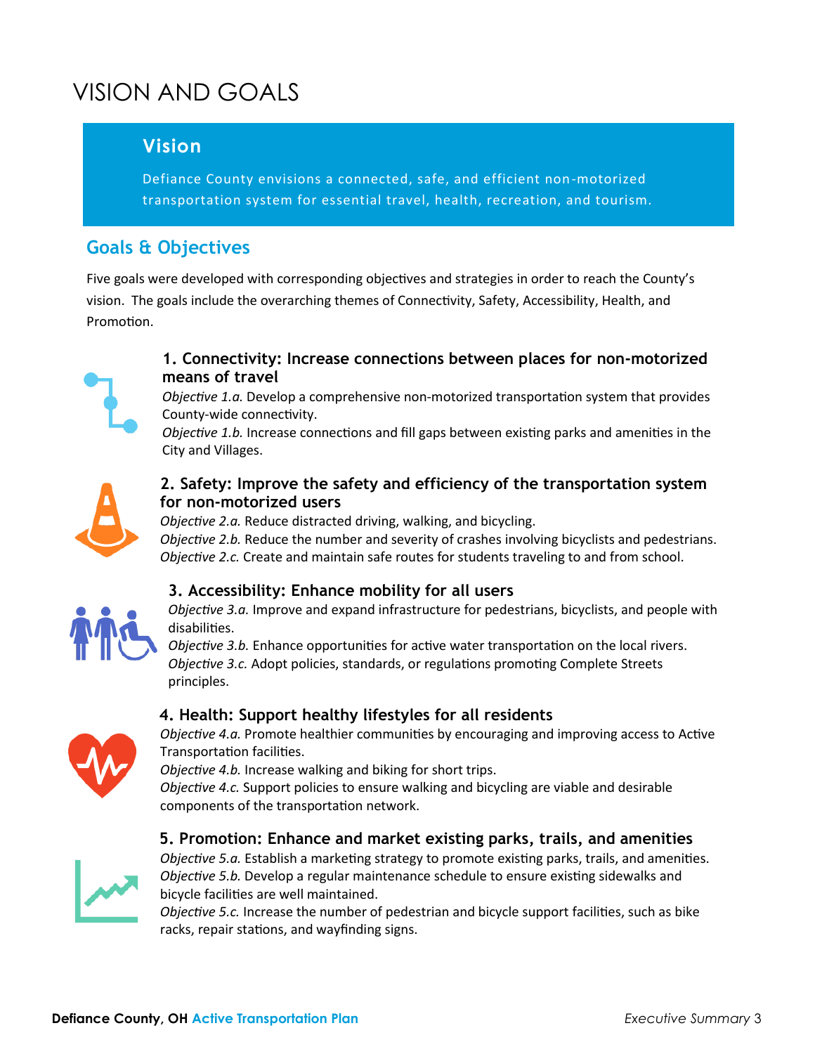# VISION AND GOALS

## Vision

Defiance County envisions a connected, safe, and efficient non-motorized transportation system for essential travel, health, recreation, and tourism.

## Goals & Objectives

Five goals were developed with corresponding objectives and strategies in order to reach the County's vision. The goals include the overarching themes of Connectivity, Safety, Accessibility, Health, and Promotion.

### 1. Connectivity: Increase connections between places for non-motorized means of travel

*Objective 1.a.* Develop a comprehensive non-motorized transportation system that provides County-wide connectivity.
*Objective 1.b.* Increase connections and fill gaps between existing parks and amenities in the City and Villages.

### 2. Safety: Improve the safety and efficiency of the transportation system for non-motorized users

*Objective 2.a.* Reduce distracted driving, walking, and bicycling.
*Objective 2.b.* Reduce the number and severity of crashes involving bicyclists and pedestrians.
*Objective 2.c.* Create and maintain safe routes for students traveling to and from school.

### 3. Accessibility: Enhance mobility for all users

*Objective 3.a.* Improve and expand infrastructure for pedestrians, bicyclists, and people with disabilities.
*Objective 3.b.* Enhance opportunities for active water transportation on the local rivers.
*Objective 3.c.* Adopt policies, standards, or regulations promoting Complete Streets principles.

### 4. Health: Support healthy lifestyles for all residents

*Objective 4.a.* Promote healthier communities by encouraging and improving access to Active Transportation facilities.
*Objective 4.b.* Increase walking and biking for short trips.
*Objective 4.c.* Support policies to ensure walking and bicycling are viable and desirable components of the transportation network.

### 5. Promotion: Enhance and market existing parks, trails, and amenities

*Objective 5.a.* Establish a marketing strategy to promote existing parks, trails, and amenities.
*Objective 5.b.* Develop a regular maintenance schedule to ensure existing sidewalks and bicycle facilities are well maintained.
*Objective 5.c.* Increase the number of pedestrian and bicycle support facilities, such as bike racks, repair stations, and wayfinding signs.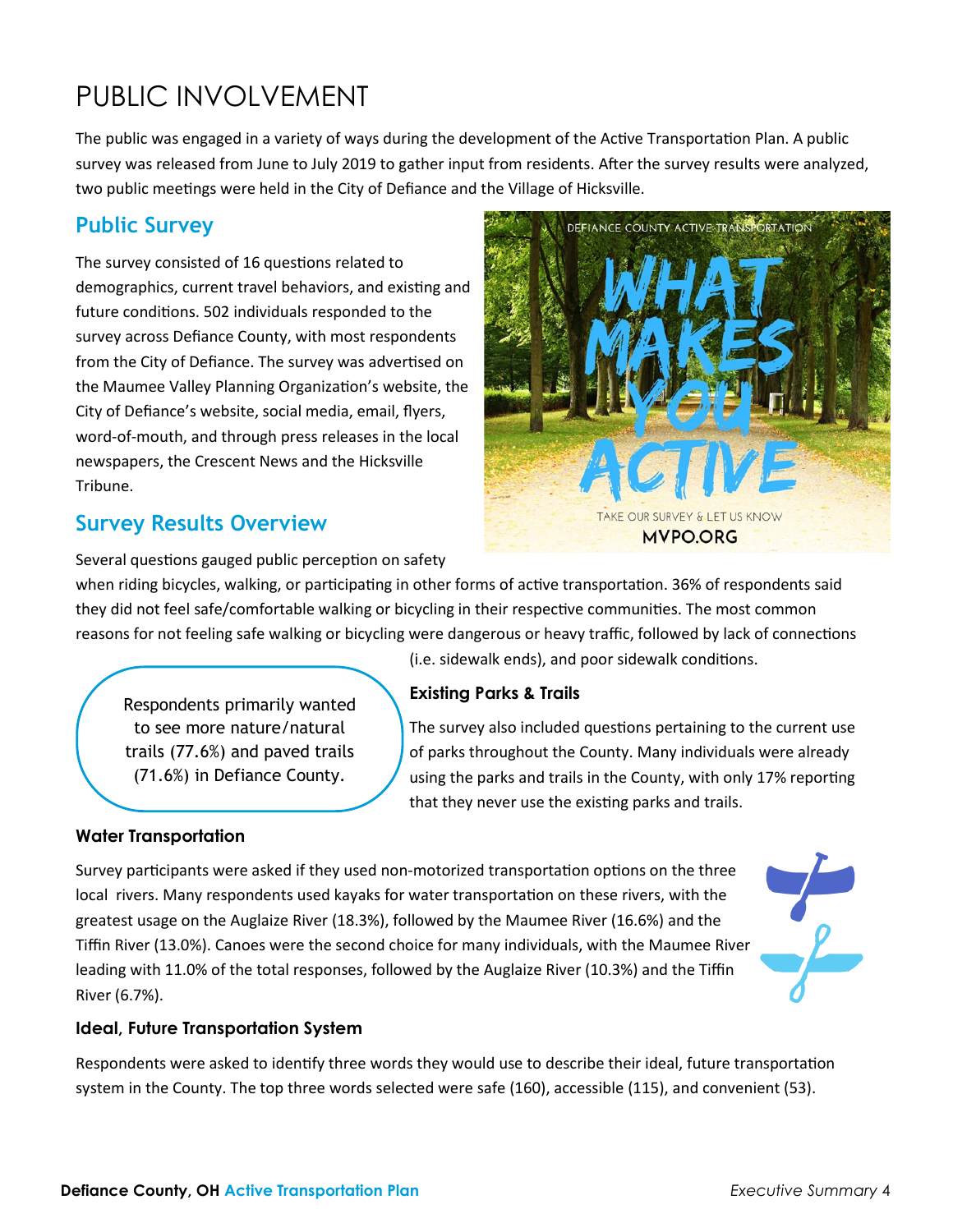# PUBLIC INVOLVEMENT

The public was engaged in a variety of ways during the development of the Active Transportation Plan. A public survey was released from June to July 2019 to gather input from residents. After the survey results were analyzed, two public meetings were held in the City of Defiance and the Village of Hicksville.

## Public Survey

The survey consisted of 16 questions related to demographics, current travel behaviors, and existing and future conditions. 502 individuals responded to the survey across Defiance County, with most respondents from the City of Defiance. The survey was advertised on the Maumee Valley Planning Organization's website, the City of Defiance's website, social media, email, flyers, word-of-mouth, and through press releases in the local newspapers, the Crescent News and the Hicksville Tribune.

## Survey Results Overview

Several questions gauged public perception on safety when riding bicycles, walking, or participating in other forms of active transportation. 36% of respondents said they did not feel safe/comfortable walking or bicycling in their respective communities. The most common reasons for not feeling safe walking or bicycling were dangerous or heavy traffic, followed by lack of connections (i.e. sidewalk ends), and poor sidewalk conditions.

> Respondents primarily wanted to see more nature/natural trails (77.6%) and paved trails (71.6%) in Defiance County.

### Existing Parks & Trails

The survey also included questions pertaining to the current use of parks throughout the County. Many individuals were already using the parks and trails in the County, with only 17% reporting that they never use the existing parks and trails.

### Water Transportation

Survey participants were asked if they used non-motorized transportation options on the three local rivers. Many respondents used kayaks for water transportation on these rivers, with the greatest usage on the Auglaize River (18.3%), followed by the Maumee River (16.6%) and the Tiffin River (13.0%). Canoes were the second choice for many individuals, with the Maumee River leading with 11.0% of the total responses, followed by the Auglaize River (10.3%) and the Tiffin River (6.7%).

### Ideal, Future Transportation System

Respondents were asked to identify three words they would use to describe their ideal, future transportation system in the County. The top three words selected were safe (160), accessible (115), and convenient (53).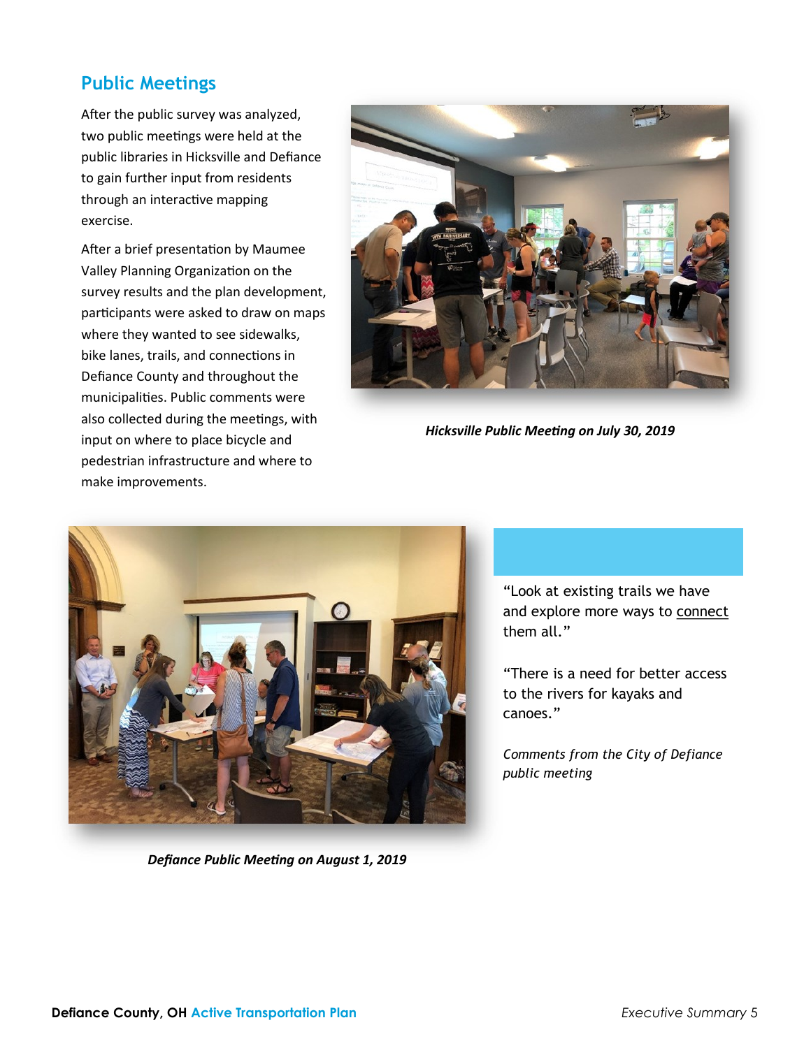## Public Meetings

After the public survey was analyzed, two public meetings were held at the public libraries in Hicksville and Defiance to gain further input from residents through an interactive mapping exercise.

After a brief presentation by Maumee Valley Planning Organization on the survey results and the plan development, participants were asked to draw on maps where they wanted to see sidewalks, bike lanes, trails, and connections in Defiance County and throughout the municipalities. Public comments were also collected during the meetings, with input on where to place bicycle and pedestrian infrastructure and where to make improvements.

***Hicksville Public Meeting on July 30, 2019***

***Defiance Public Meeting on August 1, 2019***

"Look at existing trails we have and explore more ways to connect them all."

"There is a need for better access to the rivers for kayaks and canoes."

*Comments from the City of Defiance public meeting*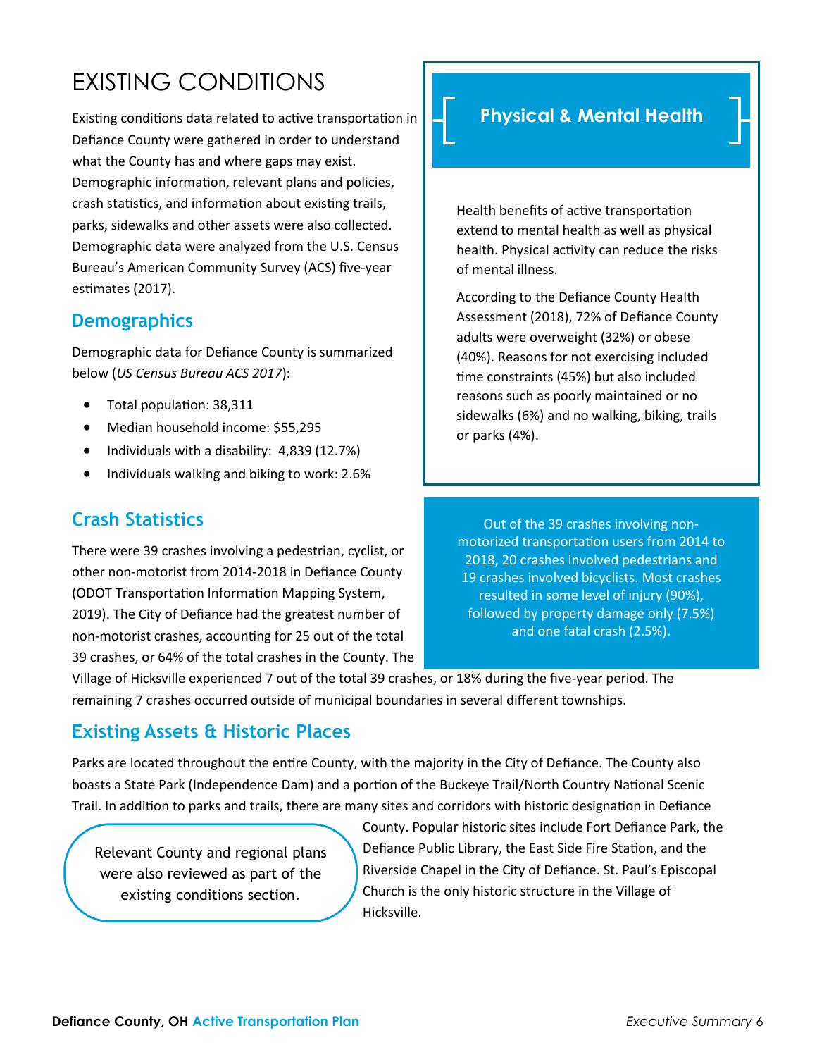# EXISTING CONDITIONS

Existing conditions data related to active transportation in Defiance County were gathered in order to understand what the County has and where gaps may exist. Demographic information, relevant plans and policies, crash statistics, and information about existing trails, parks, sidewalks and other assets were also collected. Demographic data were analyzed from the U.S. Census Bureau's American Community Survey (ACS) five-year estimates (2017).

## Demographics

Demographic data for Defiance County is summarized below (*US Census Bureau ACS 2017*):

- Total population: 38,311
- Median household income: $55,295
- Individuals with a disability: 4,839 (12.7%)
- Individuals walking and biking to work: 2.6%

## Physical & Mental Health

Health benefits of active transportation extend to mental health as well as physical health. Physical activity can reduce the risks of mental illness.

According to the Defiance County Health Assessment (2018), 72% of Defiance County adults were overweight (32%) or obese (40%). Reasons for not exercising included time constraints (45%) but also included reasons such as poorly maintained or no sidewalks (6%) and no walking, biking, trails or parks (4%).

## Crash Statistics

There were 39 crashes involving a pedestrian, cyclist, or other non-motorist from 2014-2018 in Defiance County (ODOT Transportation Information Mapping System, 2019). The City of Defiance had the greatest number of non-motorist crashes, accounting for 25 out of the total 39 crashes, or 64% of the total crashes in the County. The Village of Hicksville experienced 7 out of the total 39 crashes, or 18% during the five-year period. The remaining 7 crashes occurred outside of municipal boundaries in several different townships.

Out of the 39 crashes involving non-motorized transportation users from 2014 to 2018, 20 crashes involved pedestrians and 19 crashes involved bicyclists. Most crashes resulted in some level of injury (90%), followed by property damage only (7.5%) and one fatal crash (2.5%).

## Existing Assets & Historic Places

Parks are located throughout the entire County, with the majority in the City of Defiance. The County also boasts a State Park (Independence Dam) and a portion of the Buckeye Trail/North Country National Scenic Trail. In addition to parks and trails, there are many sites and corridors with historic designation in Defiance County. Popular historic sites include Fort Defiance Park, the Defiance Public Library, the East Side Fire Station, and the Riverside Chapel in the City of Defiance. St. Paul's Episcopal Church is the only historic structure in the Village of Hicksville.

Relevant County and regional plans were also reviewed as part of the existing conditions section.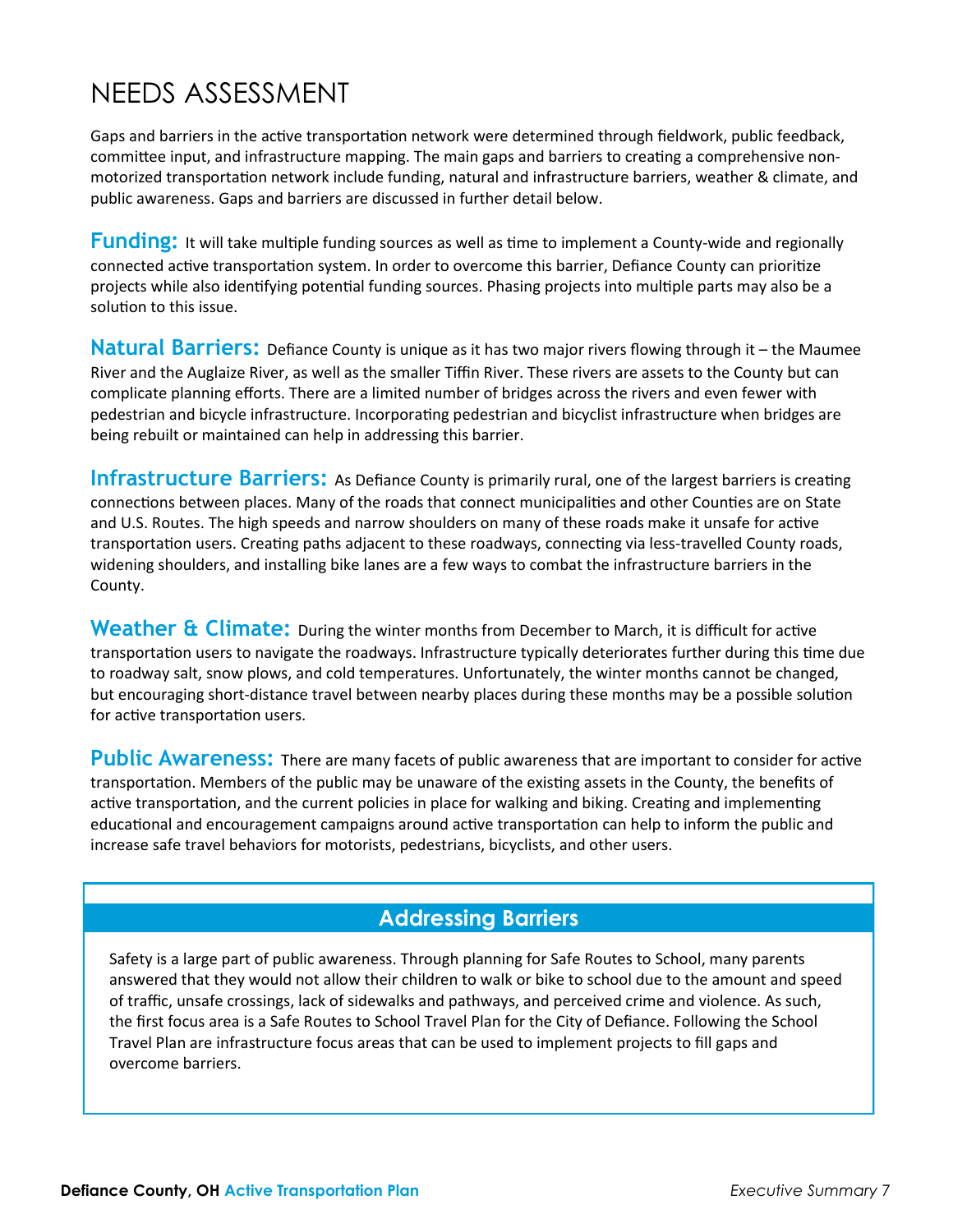# NEEDS ASSESSMENT

Gaps and barriers in the active transportation network were determined through fieldwork, public feedback, committee input, and infrastructure mapping. The main gaps and barriers to creating a comprehensive non-motorized transportation network include funding, natural and infrastructure barriers, weather & climate, and public awareness. Gaps and barriers are discussed in further detail below.

**Funding:** It will take multiple funding sources as well as time to implement a County-wide and regionally connected active transportation system. In order to overcome this barrier, Defiance County can prioritize projects while also identifying potential funding sources. Phasing projects into multiple parts may also be a solution to this issue.

**Natural Barriers:** Defiance County is unique as it has two major rivers flowing through it – the Maumee River and the Auglaize River, as well as the smaller Tiffin River. These rivers are assets to the County but can complicate planning efforts. There are a limited number of bridges across the rivers and even fewer with pedestrian and bicycle infrastructure. Incorporating pedestrian and bicyclist infrastructure when bridges are being rebuilt or maintained can help in addressing this barrier.

**Infrastructure Barriers:** As Defiance County is primarily rural, one of the largest barriers is creating connections between places. Many of the roads that connect municipalities and other Counties are on State and U.S. Routes. The high speeds and narrow shoulders on many of these roads make it unsafe for active transportation users. Creating paths adjacent to these roadways, connecting via less-travelled County roads, widening shoulders, and installing bike lanes are a few ways to combat the infrastructure barriers in the County.

**Weather & Climate:** During the winter months from December to March, it is difficult for active transportation users to navigate the roadways. Infrastructure typically deteriorates further during this time due to roadway salt, snow plows, and cold temperatures. Unfortunately, the winter months cannot be changed, but encouraging short-distance travel between nearby places during these months may be a possible solution for active transportation users.

**Public Awareness:** There are many facets of public awareness that are important to consider for active transportation. Members of the public may be unaware of the existing assets in the County, the benefits of active transportation, and the current policies in place for walking and biking. Creating and implementing educational and encouragement campaigns around active transportation can help to inform the public and increase safe travel behaviors for motorists, pedestrians, bicyclists, and other users.

## Addressing Barriers

Safety is a large part of public awareness. Through planning for Safe Routes to School, many parents answered that they would not allow their children to walk or bike to school due to the amount and speed of traffic, unsafe crossings, lack of sidewalks and pathways, and perceived crime and violence. As such, the first focus area is a Safe Routes to School Travel Plan for the City of Defiance. Following the School Travel Plan are infrastructure focus areas that can be used to implement projects to fill gaps and overcome barriers.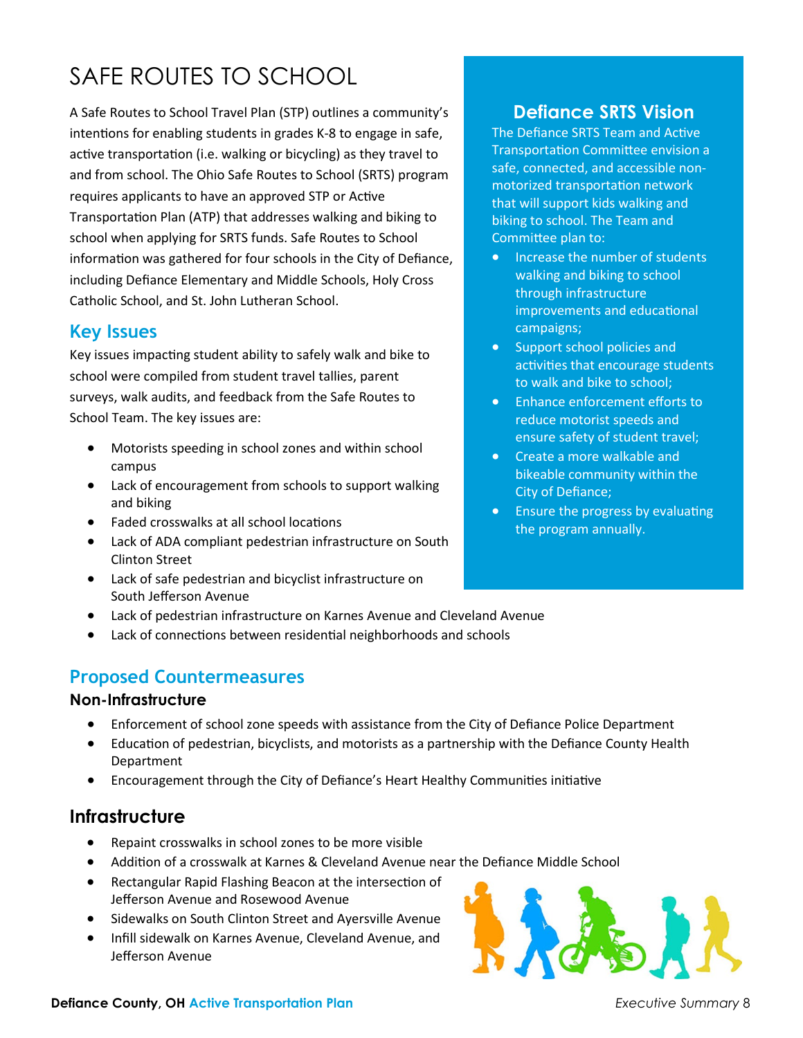# SAFE ROUTES TO SCHOOL

A Safe Routes to School Travel Plan (STP) outlines a community's intentions for enabling students in grades K-8 to engage in safe, active transportation (i.e. walking or bicycling) as they travel to and from school. The Ohio Safe Routes to School (SRTS) program requires applicants to have an approved STP or Active Transportation Plan (ATP) that addresses walking and biking to school when applying for SRTS funds. Safe Routes to School information was gathered for four schools in the City of Defiance, including Defiance Elementary and Middle Schools, Holy Cross Catholic School, and St. John Lutheran School.

## Key Issues

Key issues impacting student ability to safely walk and bike to school were compiled from student travel tallies, parent surveys, walk audits, and feedback from the Safe Routes to School Team. The key issues are:

- Motorists speeding in school zones and within school campus
- Lack of encouragement from schools to support walking and biking
- Faded crosswalks at all school locations
- Lack of ADA compliant pedestrian infrastructure on South Clinton Street
- Lack of safe pedestrian and bicyclist infrastructure on South Jefferson Avenue
- Lack of pedestrian infrastructure on Karnes Avenue and Cleveland Avenue
- Lack of connections between residential neighborhoods and schools

## Defiance SRTS Vision

The Defiance SRTS Team and Active Transportation Committee envision a safe, connected, and accessible non-motorized transportation network that will support kids walking and biking to school. The Team and Committee plan to:

- Increase the number of students walking and biking to school through infrastructure improvements and educational campaigns;
- Support school policies and activities that encourage students to walk and bike to school;
- Enhance enforcement efforts to reduce motorist speeds and ensure safety of student travel;
- Create a more walkable and bikeable community within the City of Defiance;
- Ensure the progress by evaluating the program annually.

## Proposed Countermeasures

### Non-Infrastructure

- Enforcement of school zone speeds with assistance from the City of Defiance Police Department
- Education of pedestrian, bicyclists, and motorists as a partnership with the Defiance County Health Department
- Encouragement through the City of Defiance's Heart Healthy Communities initiative

### Infrastructure

- Repaint crosswalks in school zones to be more visible
- Addition of a crosswalk at Karnes & Cleveland Avenue near the Defiance Middle School
- Rectangular Rapid Flashing Beacon at the intersection of Jefferson Avenue and Rosewood Avenue
- Sidewalks on South Clinton Street and Ayersville Avenue
- Infill sidewalk on Karnes Avenue, Cleveland Avenue, and Jefferson Avenue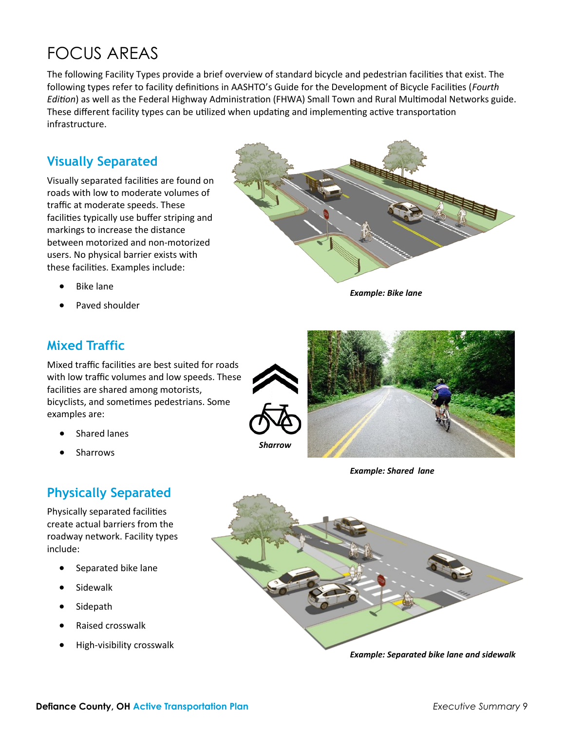# FOCUS AREAS

The following Facility Types provide a brief overview of standard bicycle and pedestrian facilities that exist. The following types refer to facility definitions in AASHTO's Guide for the Development of Bicycle Facilities (*Fourth Edition*) as well as the Federal Highway Administration (FHWA) Small Town and Rural Multimodal Networks guide. These different facility types can be utilized when updating and implementing active transportation infrastructure.

## Visually Separated

Visually separated facilities are found on roads with low to moderate volumes of traffic at moderate speeds. These facilities typically use buffer striping and markings to increase the distance between motorized and non-motorized users. No physical barrier exists with these facilities. Examples include:

- Bike lane
- Paved shoulder

***Example: Bike lane***

## Mixed Traffic

Mixed traffic facilities are best suited for roads with low traffic volumes and low speeds. These facilities are shared among motorists, bicyclists, and sometimes pedestrians. Some examples are:

- Shared lanes
- Sharrows

***Sharrow***

***Example: Shared lane***

## Physically Separated

Physically separated facilities create actual barriers from the roadway network. Facility types include:

- Separated bike lane
- Sidewalk
- Sidepath
- Raised crosswalk
- High-visibility crosswalk

***Example: Separated bike lane and sidewalk***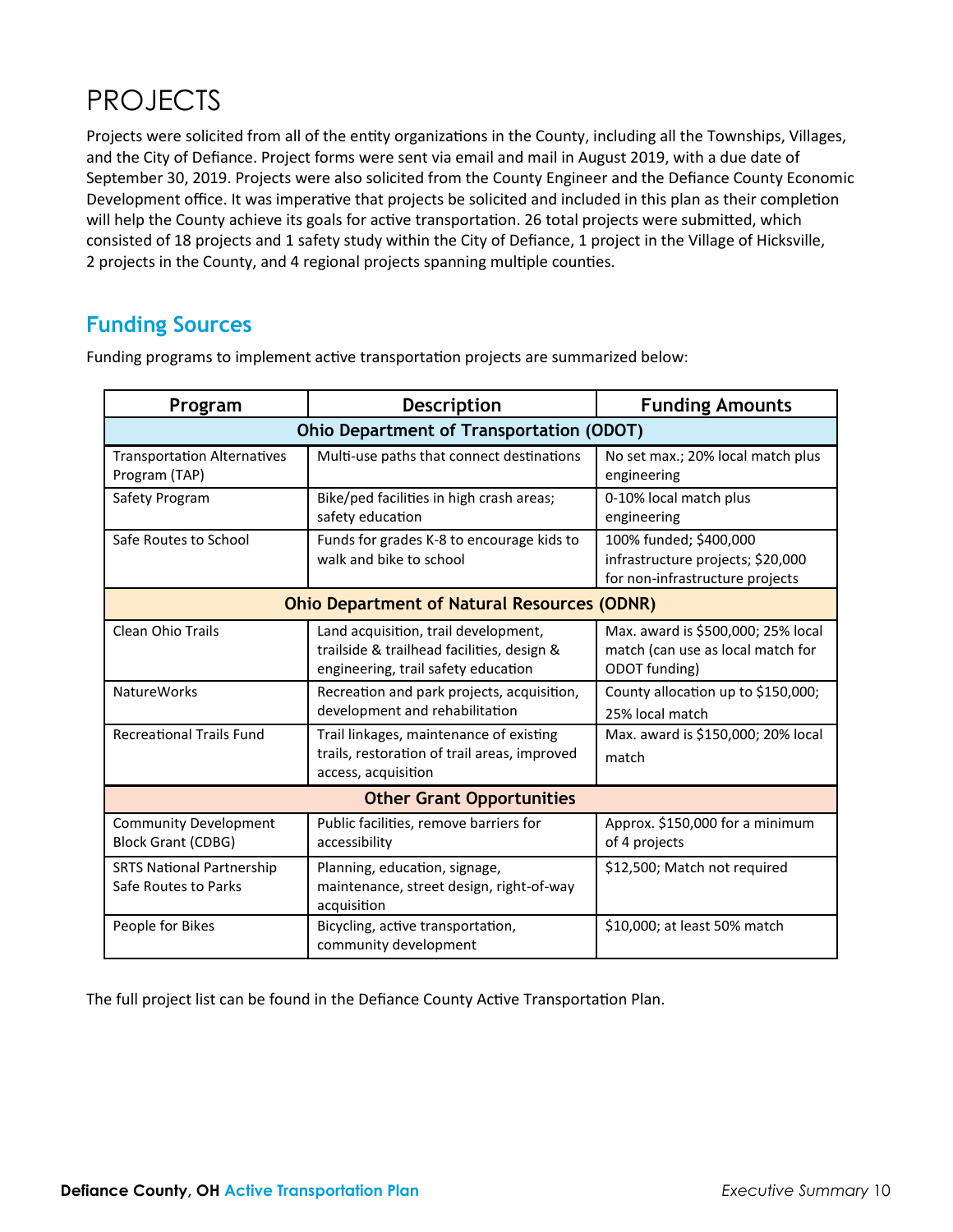# PROJECTS

Projects were solicited from all of the entity organizations in the County, including all the Townships, Villages, and the City of Defiance. Project forms were sent via email and mail in August 2019, with a due date of September 30, 2019. Projects were also solicited from the County Engineer and the Defiance County Economic Development office. It was imperative that projects be solicited and included in this plan as their completion will help the County achieve its goals for active transportation. 26 total projects were submitted, which consisted of 18 projects and 1 safety study within the City of Defiance, 1 project in the Village of Hicksville, 2 projects in the County, and 4 regional projects spanning multiple counties.

## Funding Sources

Funding programs to implement active transportation projects are summarized below:

| Program | Description | Funding Amounts |
|---|---|---|
| **Ohio Department of Transportation (ODOT)** | | |
| Transportation Alternatives Program (TAP) | Multi-use paths that connect destinations | No set max.; 20% local match plus engineering |
| Safety Program | Bike/ped facilities in high crash areas; safety education | 0-10% local match plus engineering |
| Safe Routes to School | Funds for grades K-8 to encourage kids to walk and bike to school | 100% funded; $400,000 infrastructure projects; $20,000 for non-infrastructure projects |
| **Ohio Department of Natural Resources (ODNR)** | | |
| Clean Ohio Trails | Land acquisition, trail development, trailside & trailhead facilities, design & engineering, trail safety education | Max. award is $500,000; 25% local match (can use as local match for ODOT funding) |
| NatureWorks | Recreation and park projects, acquisition, development and rehabilitation | County allocation up to $150,000; 25% local match |
| Recreational Trails Fund | Trail linkages, maintenance of existing trails, restoration of trail areas, improved access, acquisition | Max. award is $150,000; 20% local match |
| **Other Grant Opportunities** | | |
| Community Development Block Grant (CDBG) | Public facilities, remove barriers for accessibility | Approx. $150,000 for a minimum of 4 projects |
| SRTS National Partnership Safe Routes to Parks | Planning, education, signage, maintenance, street design, right-of-way acquisition | $12,500; Match not required |
| People for Bikes | Bicycling, active transportation, community development | $10,000; at least 50% match |

The full project list can be found in the Defiance County Active Transportation Plan.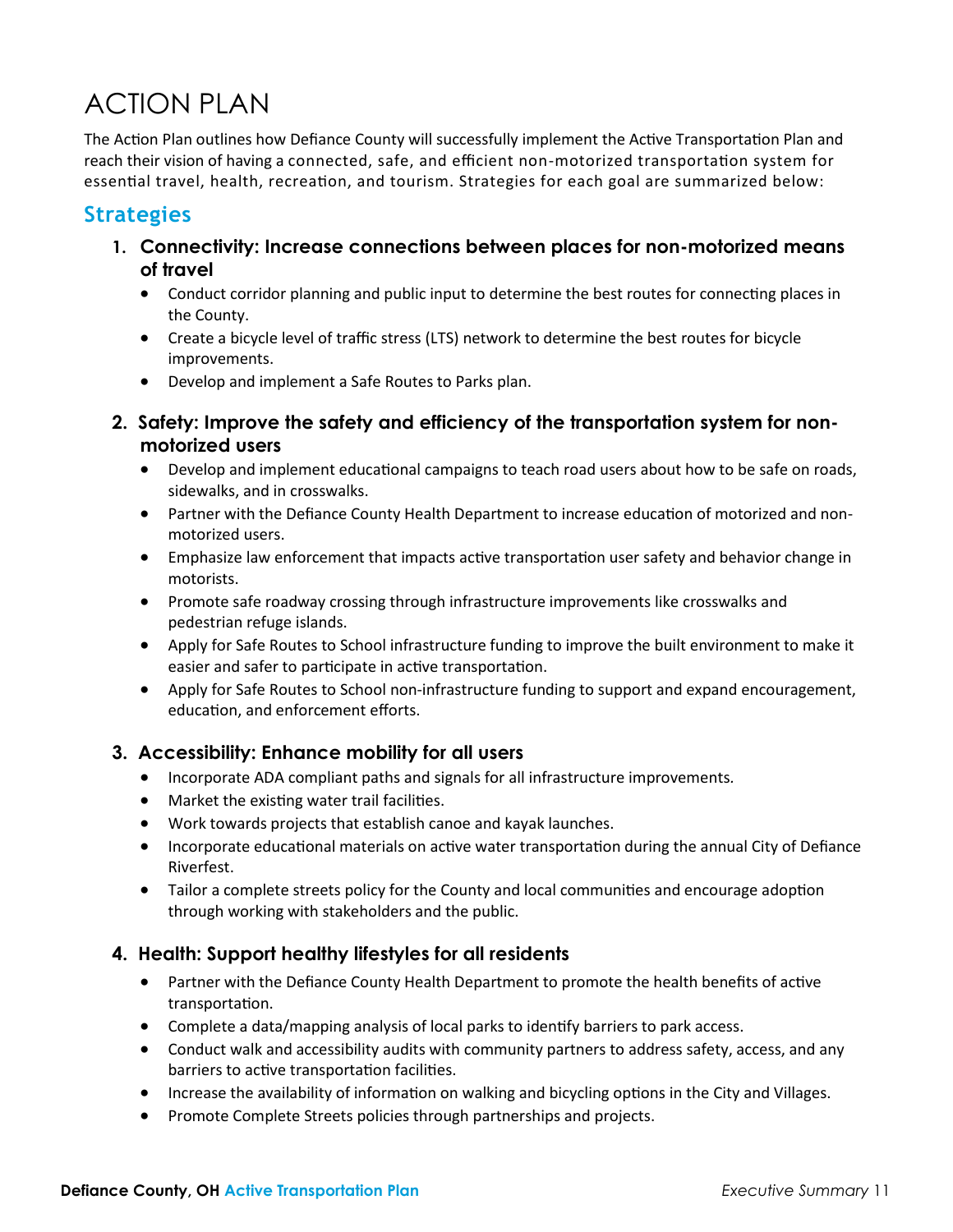# ACTION PLAN

The Action Plan outlines how Defiance County will successfully implement the Active Transportation Plan and reach their vision of having a connected, safe, and efficient non-motorized transportation system for essential travel, health, recreation, and tourism. Strategies for each goal are summarized below:

## Strategies

1. **Connectivity: Increase connections between places for non-motorized means of travel**
   - Conduct corridor planning and public input to determine the best routes for connecting places in the County.
   - Create a bicycle level of traffic stress (LTS) network to determine the best routes for bicycle improvements.
   - Develop and implement a Safe Routes to Parks plan.

2. **Safety: Improve the safety and efficiency of the transportation system for non-motorized users**
   - Develop and implement educational campaigns to teach road users about how to be safe on roads, sidewalks, and in crosswalks.
   - Partner with the Defiance County Health Department to increase education of motorized and non-motorized users.
   - Emphasize law enforcement that impacts active transportation user safety and behavior change in motorists.
   - Promote safe roadway crossing through infrastructure improvements like crosswalks and pedestrian refuge islands.
   - Apply for Safe Routes to School infrastructure funding to improve the built environment to make it easier and safer to participate in active transportation.
   - Apply for Safe Routes to School non-infrastructure funding to support and expand encouragement, education, and enforcement efforts.

3. **Accessibility: Enhance mobility for all users**
   - Incorporate ADA compliant paths and signals for all infrastructure improvements.
   - Market the existing water trail facilities.
   - Work towards projects that establish canoe and kayak launches.
   - Incorporate educational materials on active water transportation during the annual City of Defiance Riverfest.
   - Tailor a complete streets policy for the County and local communities and encourage adoption through working with stakeholders and the public.

4. **Health: Support healthy lifestyles for all residents**
   - Partner with the Defiance County Health Department to promote the health benefits of active transportation.
   - Complete a data/mapping analysis of local parks to identify barriers to park access.
   - Conduct walk and accessibility audits with community partners to address safety, access, and any barriers to active transportation facilities.
   - Increase the availability of information on walking and bicycling options in the City and Villages.
   - Promote Complete Streets policies through partnerships and projects.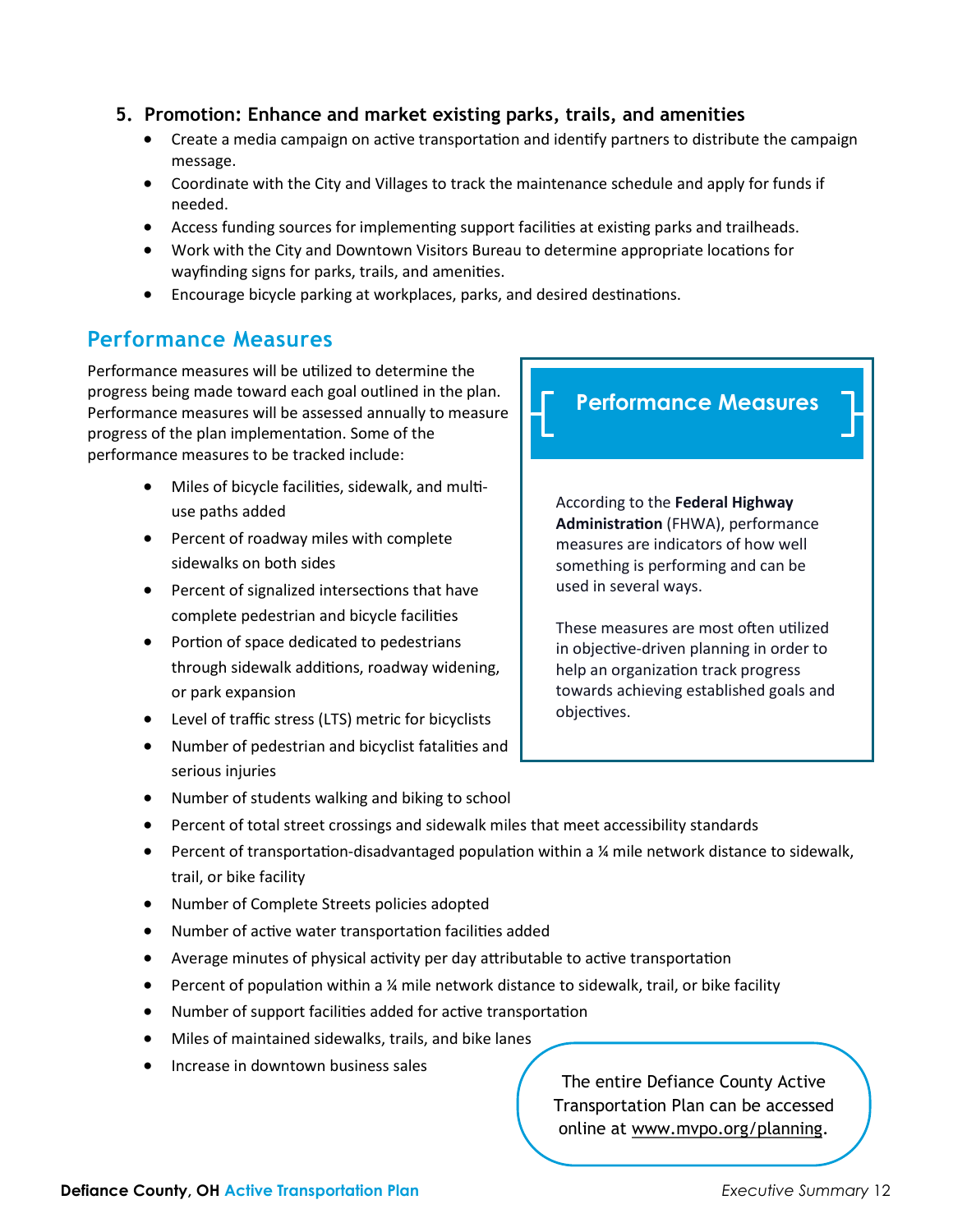5. **Promotion: Enhance and market existing parks, trails, and amenities**
    - Create a media campaign on active transportation and identify partners to distribute the campaign message.
    - Coordinate with the City and Villages to track the maintenance schedule and apply for funds if needed.
    - Access funding sources for implementing support facilities at existing parks and trailheads.
    - Work with the City and Downtown Visitors Bureau to determine appropriate locations for wayfinding signs for parks, trails, and amenities.
    - Encourage bicycle parking at workplaces, parks, and desired destinations.

## Performance Measures

Performance measures will be utilized to determine the progress being made toward each goal outlined in the plan. Performance measures will be assessed annually to measure progress of the plan implementation. Some of the performance measures to be tracked include:

- Miles of bicycle facilities, sidewalk, and multi-use paths added
- Percent of roadway miles with complete sidewalks on both sides
- Percent of signalized intersections that have complete pedestrian and bicycle facilities
- Portion of space dedicated to pedestrians through sidewalk additions, roadway widening, or park expansion
- Level of traffic stress (LTS) metric for bicyclists
- Number of pedestrian and bicyclist fatalities and serious injuries
- Number of students walking and biking to school
- Percent of total street crossings and sidewalk miles that meet accessibility standards
- Percent of transportation-disadvantaged population within a ¼ mile network distance to sidewalk, trail, or bike facility
- Number of Complete Streets policies adopted
- Number of active water transportation facilities added
- Average minutes of physical activity per day attributable to active transportation
- Percent of population within a ¼ mile network distance to sidewalk, trail, or bike facility
- Number of support facilities added for active transportation
- Miles of maintained sidewalks, trails, and bike lanes
- Increase in downtown business sales

### Performance Measures

According to the **Federal Highway Administration** (FHWA), performance measures are indicators of how well something is performing and can be used in several ways.

These measures are most often utilized in objective-driven planning in order to help an organization track progress towards achieving established goals and objectives.

The entire Defiance County Active Transportation Plan can be accessed online at www.mvpo.org/planning.